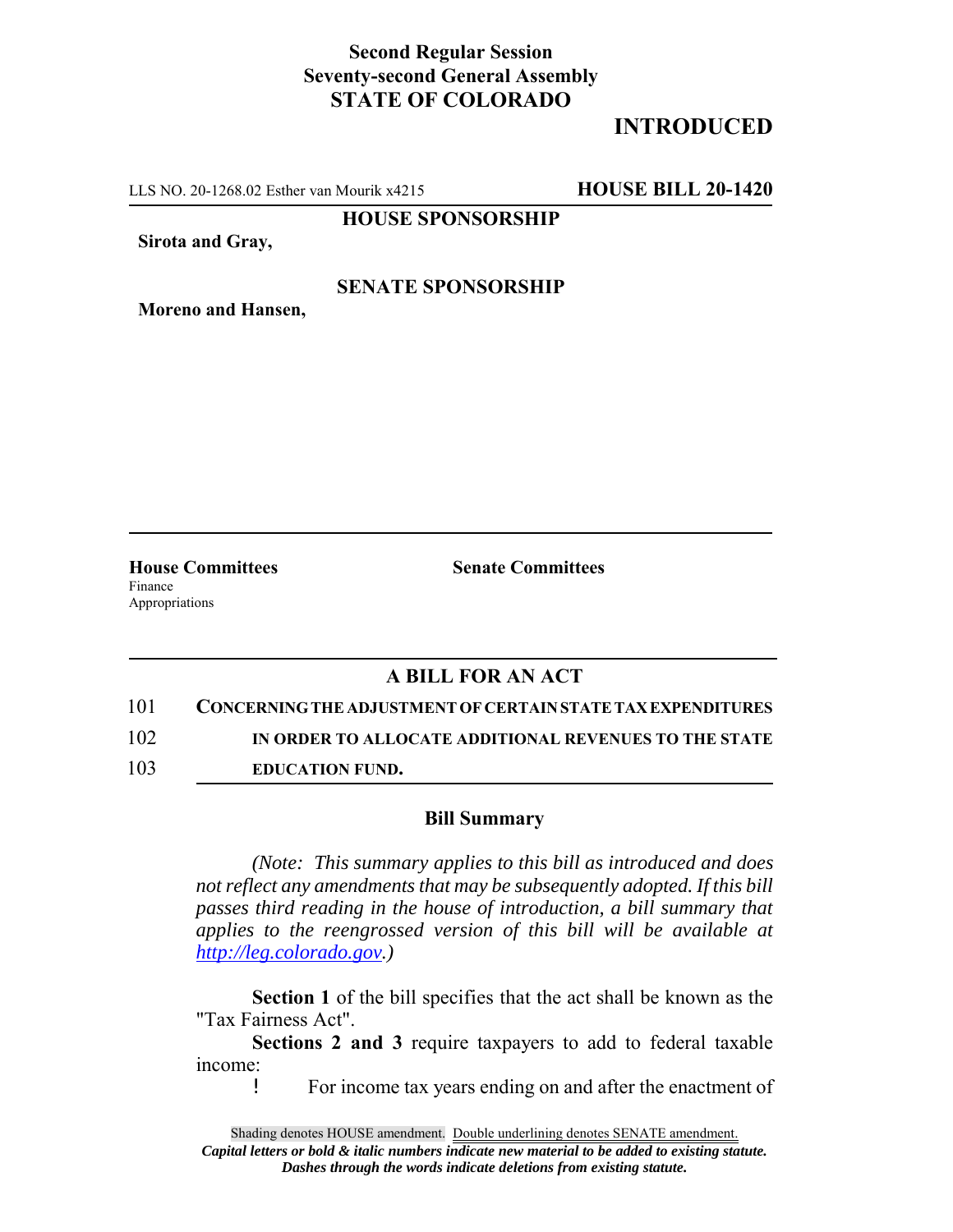**Second Regular Session**
**Seventy-second General Assembly**
**STATE OF COLORADO**

# INTRODUCED

LLS NO. 20-1268.02 Esther van Mourik x4215 **HOUSE BILL 20-1420**

**HOUSE SPONSORSHIP**

**Sirota and Gray,**

**SENATE SPONSORSHIP**

**Moreno and Hansen,**

| **House Committees** | **Senate Committees** |
|---|---|
| Finance | |
| Appropriations | |

## A BILL FOR AN ACT

101 **CONCERNING THE ADJUSTMENT OF CERTAIN STATE TAX EXPENDITURES**
102 **IN ORDER TO ALLOCATE ADDITIONAL REVENUES TO THE STATE**
103 **EDUCATION FUND.**

### Bill Summary

*(Note: This summary applies to this bill as introduced and does not reflect any amendments that may be subsequently adopted. If this bill passes third reading in the house of introduction, a bill summary that applies to the reengrossed version of this bill will be available at [http://leg.colorado.gov](http://leg.colorado.gov).)*

**Section 1** of the bill specifies that the act shall be known as the "Tax Fairness Act".

**Sections 2 and 3** require taxpayers to add to federal taxable income:

- For income tax years ending on and after the enactment of

Shading denotes HOUSE amendment. Double underlining denotes SENATE amendment.
*Capital letters or bold & italic numbers indicate new material to be added to existing statute.*
*Dashes through the words indicate deletions from existing statute.*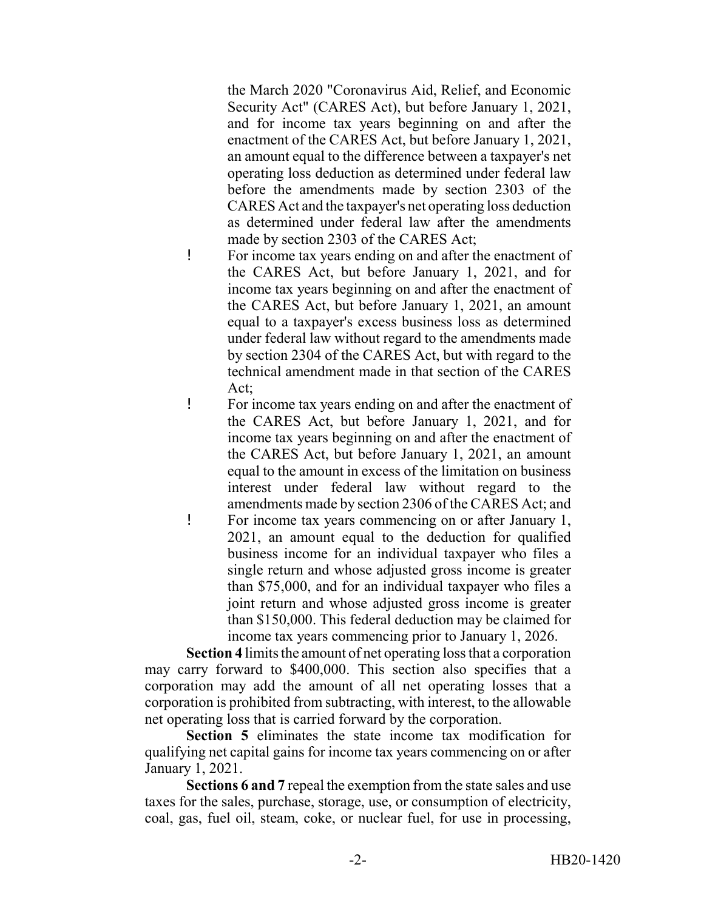the March 2020 "Coronavirus Aid, Relief, and Economic Security Act" (CARES Act), but before January 1, 2021, and for income tax years beginning on and after the enactment of the CARES Act, but before January 1, 2021, an amount equal to the difference between a taxpayer's net operating loss deduction as determined under federal law before the amendments made by section 2303 of the CARES Act and the taxpayer's net operating loss deduction as determined under federal law after the amendments made by section 2303 of the CARES Act;

- For income tax years ending on and after the enactment of the CARES Act, but before January 1, 2021, and for income tax years beginning on and after the enactment of the CARES Act, but before January 1, 2021, an amount equal to a taxpayer's excess business loss as determined under federal law without regard to the amendments made by section 2304 of the CARES Act, but with regard to the technical amendment made in that section of the CARES Act;
- For income tax years ending on and after the enactment of the CARES Act, but before January 1, 2021, and for income tax years beginning on and after the enactment of the CARES Act, but before January 1, 2021, an amount equal to the amount in excess of the limitation on business interest under federal law without regard to the amendments made by section 2306 of the CARES Act; and
- For income tax years commencing on or after January 1, 2021, an amount equal to the deduction for qualified business income for an individual taxpayer who files a single return and whose adjusted gross income is greater than $75,000, and for an individual taxpayer who files a joint return and whose adjusted gross income is greater than $150,000. This federal deduction may be claimed for income tax years commencing prior to January 1, 2026.

**Section 4** limits the amount of net operating loss that a corporation may carry forward to $400,000. This section also specifies that a corporation may add the amount of all net operating losses that a corporation is prohibited from subtracting, with interest, to the allowable net operating loss that is carried forward by the corporation.

**Section 5** eliminates the state income tax modification for qualifying net capital gains for income tax years commencing on or after January 1, 2021.

**Sections 6 and 7** repeal the exemption from the state sales and use taxes for the sales, purchase, storage, use, or consumption of electricity, coal, gas, fuel oil, steam, coke, or nuclear fuel, for use in processing,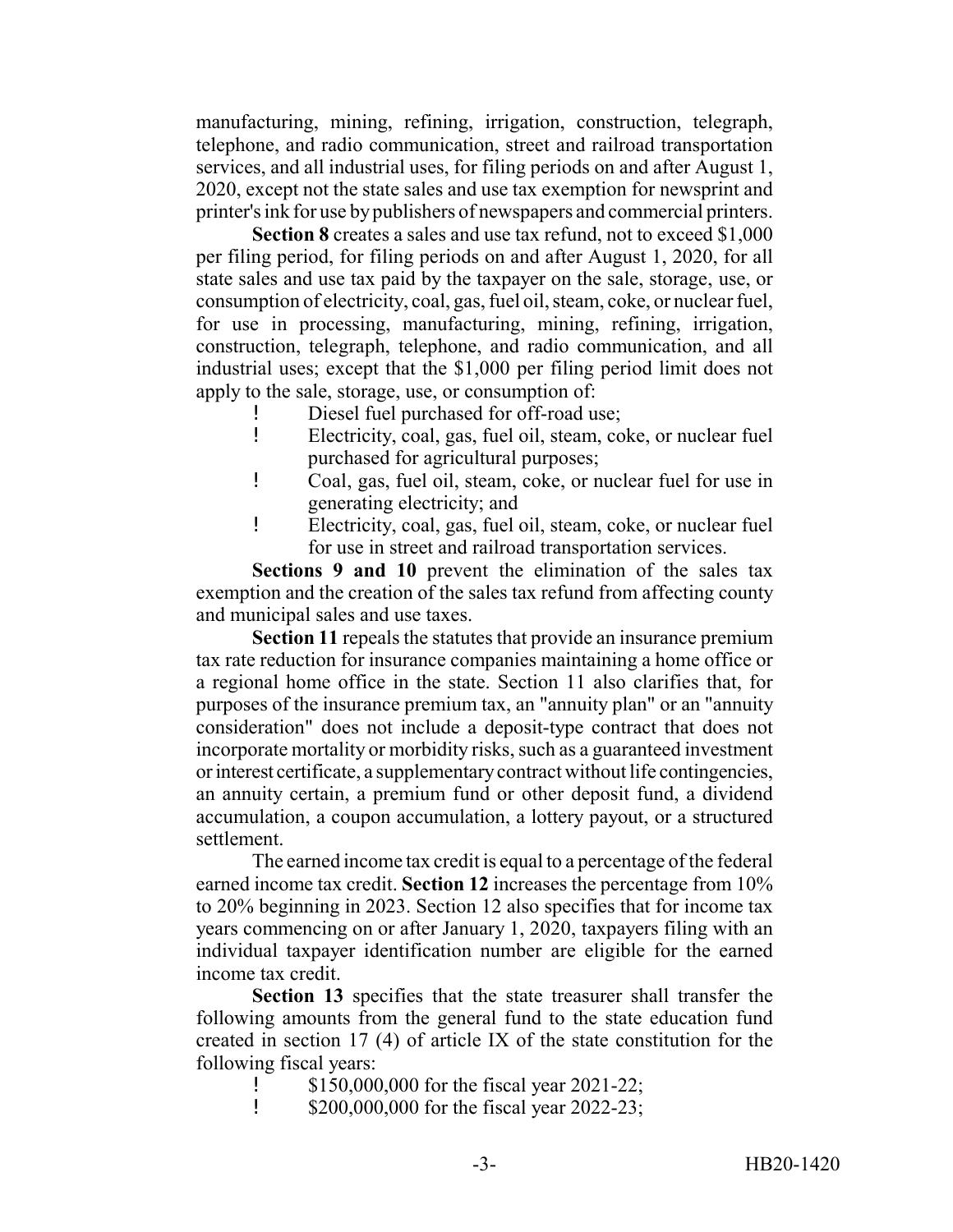manufacturing, mining, refining, irrigation, construction, telegraph, telephone, and radio communication, street and railroad transportation services, and all industrial uses, for filing periods on and after August 1, 2020, except not the state sales and use tax exemption for newsprint and printer's ink for use by publishers of newspapers and commercial printers.

**Section 8** creates a sales and use tax refund, not to exceed $1,000 per filing period, for filing periods on and after August 1, 2020, for all state sales and use tax paid by the taxpayer on the sale, storage, use, or consumption of electricity, coal, gas, fuel oil, steam, coke, or nuclear fuel, for use in processing, manufacturing, mining, refining, irrigation, construction, telegraph, telephone, and radio communication, and all industrial uses; except that the $1,000 per filing period limit does not apply to the sale, storage, use, or consumption of:

- Diesel fuel purchased for off-road use;
- Electricity, coal, gas, fuel oil, steam, coke, or nuclear fuel purchased for agricultural purposes;
- Coal, gas, fuel oil, steam, coke, or nuclear fuel for use in generating electricity; and
- Electricity, coal, gas, fuel oil, steam, coke, or nuclear fuel for use in street and railroad transportation services.

**Sections 9 and 10** prevent the elimination of the sales tax exemption and the creation of the sales tax refund from affecting county and municipal sales and use taxes.

**Section 11** repeals the statutes that provide an insurance premium tax rate reduction for insurance companies maintaining a home office or a regional home office in the state. Section 11 also clarifies that, for purposes of the insurance premium tax, an "annuity plan" or an "annuity consideration" does not include a deposit-type contract that does not incorporate mortality or morbidity risks, such as a guaranteed investment or interest certificate, a supplementary contract without life contingencies, an annuity certain, a premium fund or other deposit fund, a dividend accumulation, a coupon accumulation, a lottery payout, or a structured settlement.

The earned income tax credit is equal to a percentage of the federal earned income tax credit. **Section 12** increases the percentage from 10% to 20% beginning in 2023. Section 12 also specifies that for income tax years commencing on or after January 1, 2020, taxpayers filing with an individual taxpayer identification number are eligible for the earned income tax credit.

**Section 13** specifies that the state treasurer shall transfer the following amounts from the general fund to the state education fund created in section 17 (4) of article IX of the state constitution for the following fiscal years:

- $150,000,000 for the fiscal year 2021-22;
- $200,000,000 for the fiscal year 2022-23;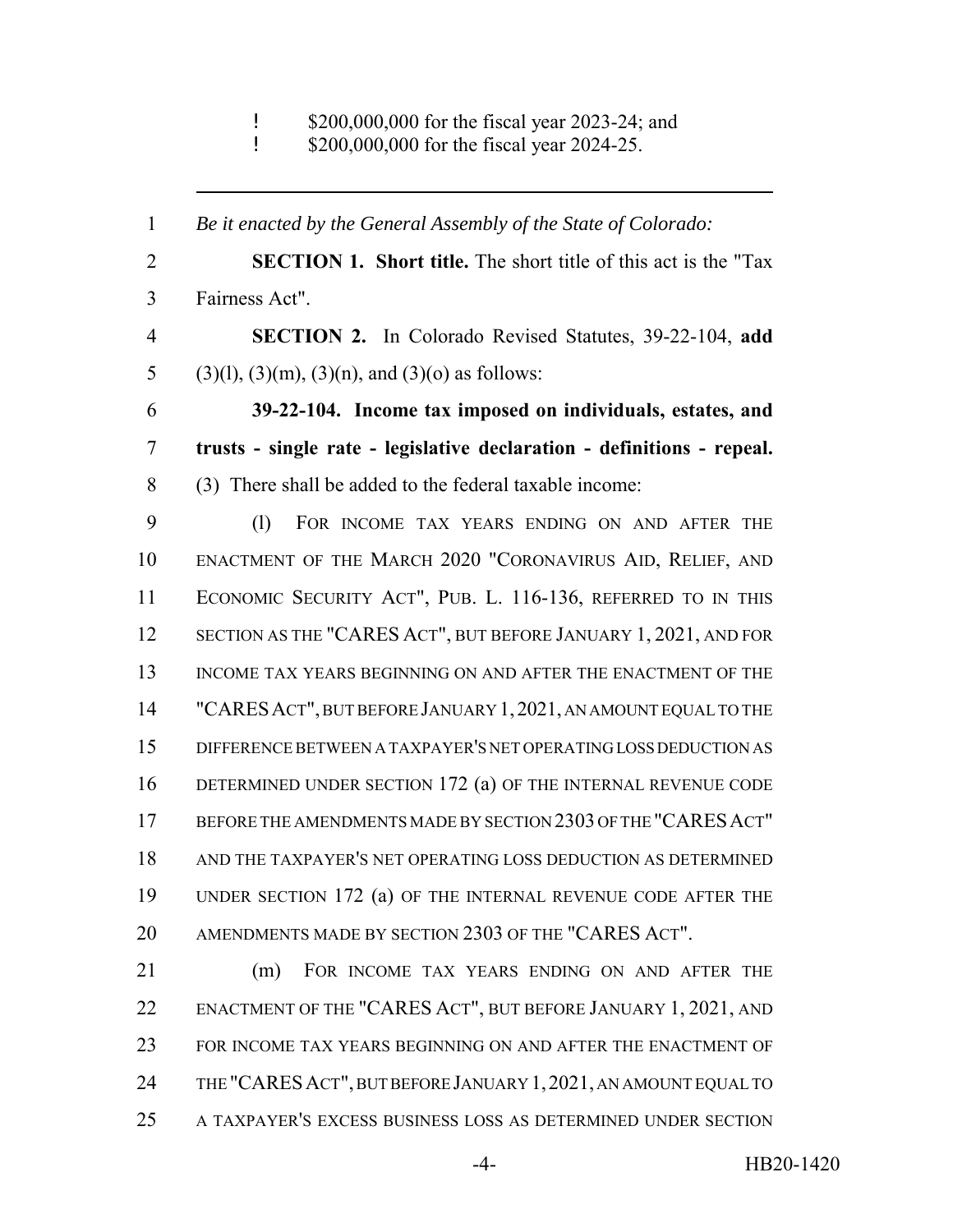- $200,000,000 for the fiscal year 2023-24; and
- $200,000,000 for the fiscal year 2024-25.

---

*Be it enacted by the General Assembly of the State of Colorado:*

**SECTION 1. Short title.** The short title of this act is the "Tax Fairness Act".

**SECTION 2.** In Colorado Revised Statutes, 39-22-104, **add** (3)(l), (3)(m), (3)(n), and (3)(o) as follows:

**39-22-104. Income tax imposed on individuals, estates, and trusts - single rate - legislative declaration - definitions - repeal.** (3) There shall be added to the federal taxable income:

(l) FOR INCOME TAX YEARS ENDING ON AND AFTER THE ENACTMENT OF THE MARCH 2020 "CORONAVIRUS AID, RELIEF, AND ECONOMIC SECURITY ACT", PUB. L. 116-136, REFERRED TO IN THIS SECTION AS THE "CARES ACT", BUT BEFORE JANUARY 1, 2021, AND FOR INCOME TAX YEARS BEGINNING ON AND AFTER THE ENACTMENT OF THE "CARES ACT", BUT BEFORE JANUARY 1, 2021, AN AMOUNT EQUAL TO THE DIFFERENCE BETWEEN A TAXPAYER'S NET OPERATING LOSS DEDUCTION AS DETERMINED UNDER SECTION 172 (a) OF THE INTERNAL REVENUE CODE BEFORE THE AMENDMENTS MADE BY SECTION 2303 OF THE "CARES ACT" AND THE TAXPAYER'S NET OPERATING LOSS DEDUCTION AS DETERMINED UNDER SECTION 172 (a) OF THE INTERNAL REVENUE CODE AFTER THE AMENDMENTS MADE BY SECTION 2303 OF THE "CARES ACT".

(m) FOR INCOME TAX YEARS ENDING ON AND AFTER THE ENACTMENT OF THE "CARES ACT", BUT BEFORE JANUARY 1, 2021, AND FOR INCOME TAX YEARS BEGINNING ON AND AFTER THE ENACTMENT OF THE "CARES ACT", BUT BEFORE JANUARY 1, 2021, AN AMOUNT EQUAL TO A TAXPAYER'S EXCESS BUSINESS LOSS AS DETERMINED UNDER SECTION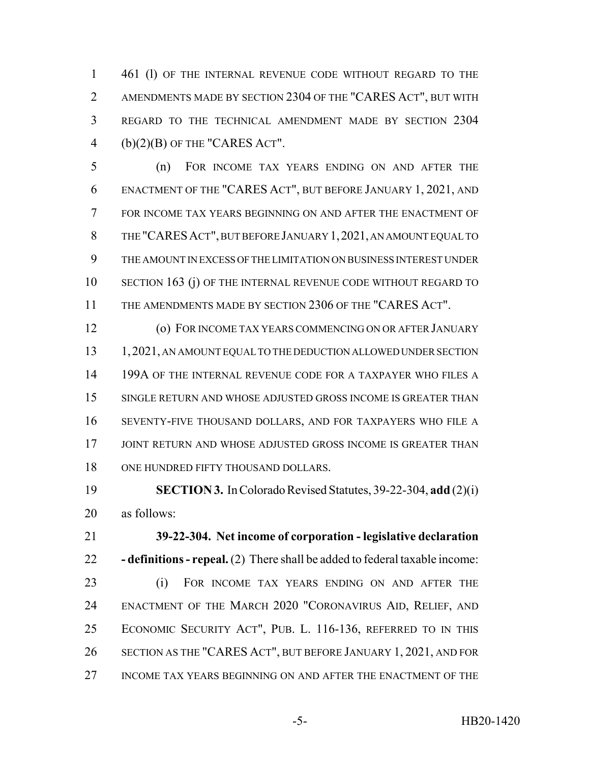461 (l) OF THE INTERNAL REVENUE CODE WITHOUT REGARD TO THE AMENDMENTS MADE BY SECTION 2304 OF THE "CARES ACT", BUT WITH REGARD TO THE TECHNICAL AMENDMENT MADE BY SECTION 2304 (b)(2)(B) OF THE "CARES ACT".

(n) FOR INCOME TAX YEARS ENDING ON AND AFTER THE ENACTMENT OF THE "CARES ACT", BUT BEFORE JANUARY 1, 2021, AND FOR INCOME TAX YEARS BEGINNING ON AND AFTER THE ENACTMENT OF THE "CARES ACT", BUT BEFORE JANUARY 1, 2021, AN AMOUNT EQUAL TO THE AMOUNT IN EXCESS OF THE LIMITATION ON BUSINESS INTEREST UNDER SECTION 163 (j) OF THE INTERNAL REVENUE CODE WITHOUT REGARD TO THE AMENDMENTS MADE BY SECTION 2306 OF THE "CARES ACT".

(o) FOR INCOME TAX YEARS COMMENCING ON OR AFTER JANUARY 1, 2021, AN AMOUNT EQUAL TO THE DEDUCTION ALLOWED UNDER SECTION 199A OF THE INTERNAL REVENUE CODE FOR A TAXPAYER WHO FILES A SINGLE RETURN AND WHOSE ADJUSTED GROSS INCOME IS GREATER THAN SEVENTY-FIVE THOUSAND DOLLARS, AND FOR TAXPAYERS WHO FILE A JOINT RETURN AND WHOSE ADJUSTED GROSS INCOME IS GREATER THAN ONE HUNDRED FIFTY THOUSAND DOLLARS.

**SECTION 3.** In Colorado Revised Statutes, 39-22-304, **add** (2)(i) as follows:

**39-22-304. Net income of corporation - legislative declaration - definitions - repeal.** (2) There shall be added to federal taxable income:

(i) FOR INCOME TAX YEARS ENDING ON AND AFTER THE ENACTMENT OF THE MARCH 2020 "CORONAVIRUS AID, RELIEF, AND ECONOMIC SECURITY ACT", PUB. L. 116-136, REFERRED TO IN THIS SECTION AS THE "CARES ACT", BUT BEFORE JANUARY 1, 2021, AND FOR INCOME TAX YEARS BEGINNING ON AND AFTER THE ENACTMENT OF THE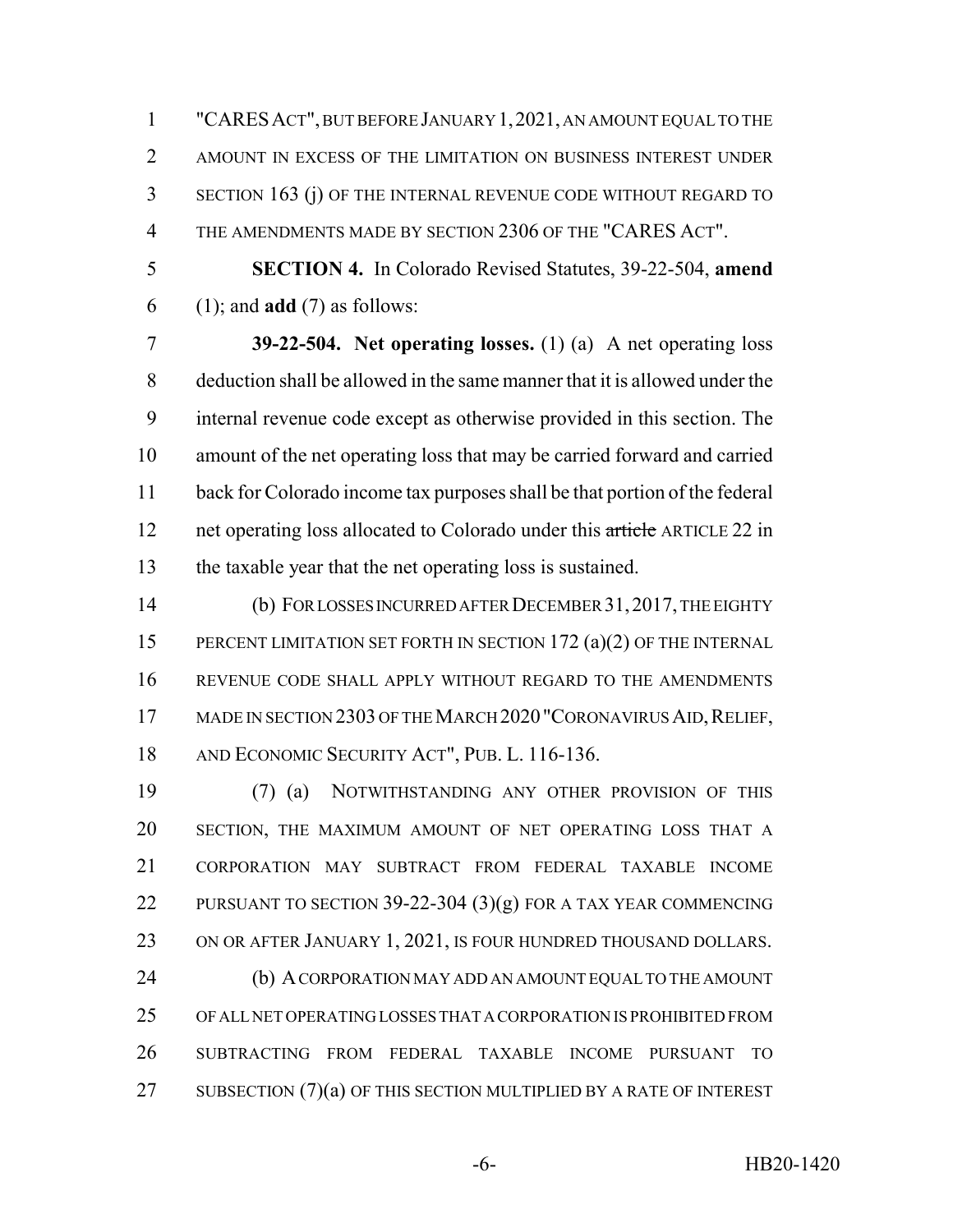"CARES ACT", BUT BEFORE JANUARY 1, 2021, AN AMOUNT EQUAL TO THE AMOUNT IN EXCESS OF THE LIMITATION ON BUSINESS INTEREST UNDER SECTION 163 (j) OF THE INTERNAL REVENUE CODE WITHOUT REGARD TO THE AMENDMENTS MADE BY SECTION 2306 OF THE "CARES ACT".

**SECTION 4.** In Colorado Revised Statutes, 39-22-504, **amend** (1); and **add** (7) as follows:

**39-22-504. Net operating losses.** (1) (a) A net operating loss deduction shall be allowed in the same manner that it is allowed under the internal revenue code except as otherwise provided in this section. The amount of the net operating loss that may be carried forward and carried back for Colorado income tax purposes shall be that portion of the federal net operating loss allocated to Colorado under this ~~article~~ ARTICLE 22 in the taxable year that the net operating loss is sustained.

(b) FOR LOSSES INCURRED AFTER DECEMBER 31, 2017, THE EIGHTY PERCENT LIMITATION SET FORTH IN SECTION 172 (a)(2) OF THE INTERNAL REVENUE CODE SHALL APPLY WITHOUT REGARD TO THE AMENDMENTS MADE IN SECTION 2303 OF THE MARCH 2020 "CORONAVIRUS AID, RELIEF, AND ECONOMIC SECURITY ACT", PUB. L. 116-136.

(7) (a) NOTWITHSTANDING ANY OTHER PROVISION OF THIS SECTION, THE MAXIMUM AMOUNT OF NET OPERATING LOSS THAT A CORPORATION MAY SUBTRACT FROM FEDERAL TAXABLE INCOME PURSUANT TO SECTION 39-22-304 (3)(g) FOR A TAX YEAR COMMENCING ON OR AFTER JANUARY 1, 2021, IS FOUR HUNDRED THOUSAND DOLLARS.

(b) A CORPORATION MAY ADD AN AMOUNT EQUAL TO THE AMOUNT OF ALL NET OPERATING LOSSES THAT A CORPORATION IS PROHIBITED FROM SUBTRACTING FROM FEDERAL TAXABLE INCOME PURSUANT TO SUBSECTION (7)(a) OF THIS SECTION MULTIPLIED BY A RATE OF INTEREST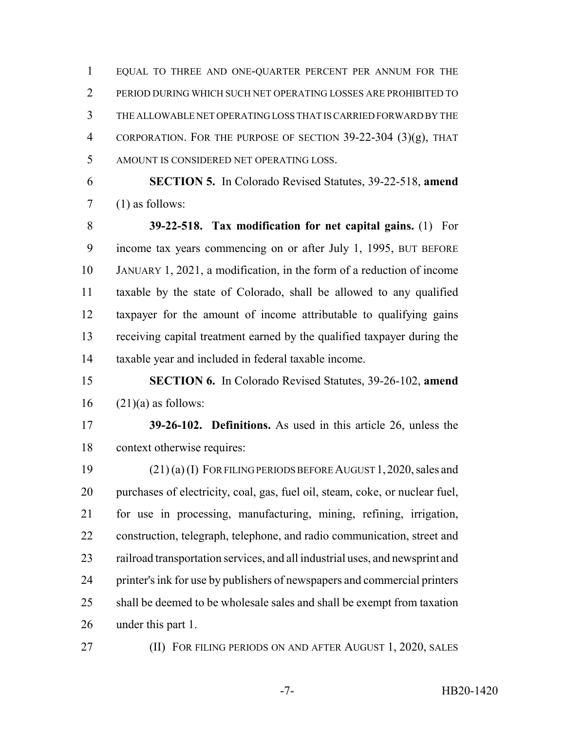EQUAL TO THREE AND ONE-QUARTER PERCENT PER ANNUM FOR THE PERIOD DURING WHICH SUCH NET OPERATING LOSSES ARE PROHIBITED TO THE ALLOWABLE NET OPERATING LOSS THAT IS CARRIED FORWARD BY THE CORPORATION. FOR THE PURPOSE OF SECTION 39-22-304 (3)(g), THAT AMOUNT IS CONSIDERED NET OPERATING LOSS.

**SECTION 5.** In Colorado Revised Statutes, 39-22-518, **amend** (1) as follows:

**39-22-518. Tax modification for net capital gains.** (1) For income tax years commencing on or after July 1, 1995, BUT BEFORE JANUARY 1, 2021, a modification, in the form of a reduction of income taxable by the state of Colorado, shall be allowed to any qualified taxpayer for the amount of income attributable to qualifying gains receiving capital treatment earned by the qualified taxpayer during the taxable year and included in federal taxable income.

**SECTION 6.** In Colorado Revised Statutes, 39-26-102, **amend** (21)(a) as follows:

**39-26-102. Definitions.** As used in this article 26, unless the context otherwise requires:

(21) (a) (I) FOR FILING PERIODS BEFORE AUGUST 1, 2020, sales and purchases of electricity, coal, gas, fuel oil, steam, coke, or nuclear fuel, for use in processing, manufacturing, mining, refining, irrigation, construction, telegraph, telephone, and radio communication, street and railroad transportation services, and all industrial uses, and newsprint and printer's ink for use by publishers of newspapers and commercial printers shall be deemed to be wholesale sales and shall be exempt from taxation under this part 1.

(II) FOR FILING PERIODS ON AND AFTER AUGUST 1, 2020, SALES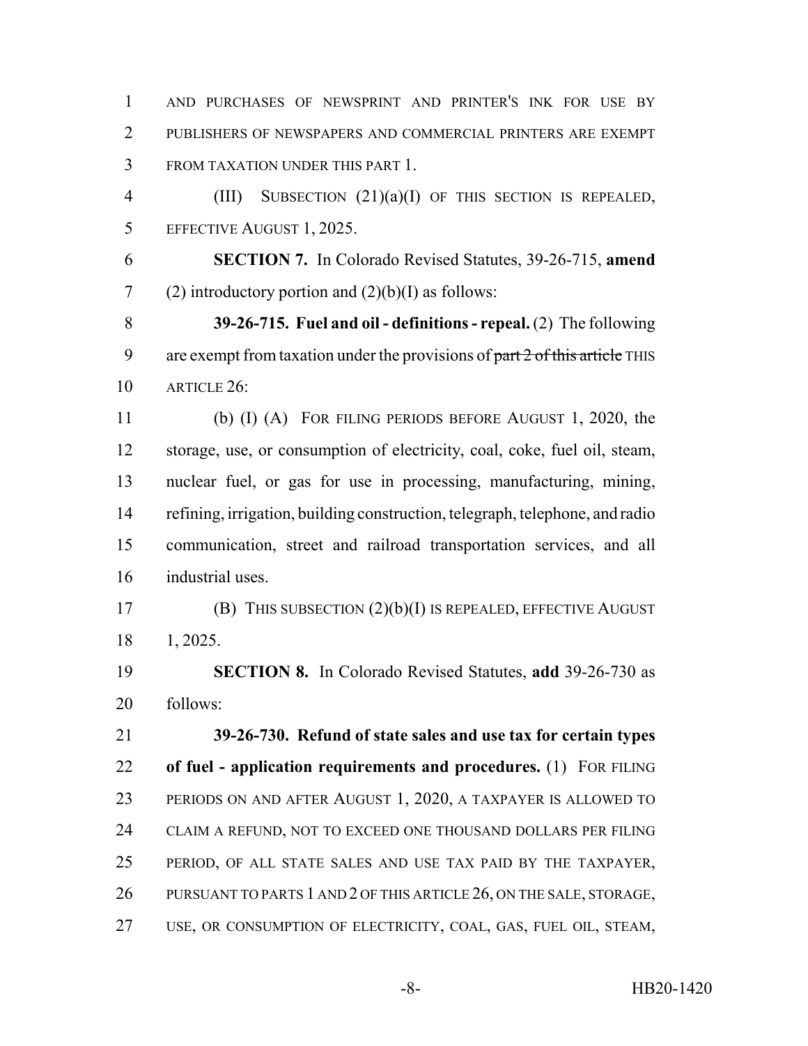AND PURCHASES OF NEWSPRINT AND PRINTER'S INK FOR USE BY PUBLISHERS OF NEWSPAPERS AND COMMERCIAL PRINTERS ARE EXEMPT FROM TAXATION UNDER THIS PART 1.

(III) SUBSECTION (21)(a)(I) OF THIS SECTION IS REPEALED, EFFECTIVE AUGUST 1, 2025.

**SECTION 7.** In Colorado Revised Statutes, 39-26-715, **amend** (2) introductory portion and (2)(b)(I) as follows:

**39-26-715. Fuel and oil - definitions - repeal.** (2) The following are exempt from taxation under the provisions of ~~part 2 of this article~~ THIS ARTICLE 26:

(b) (I) (A) FOR FILING PERIODS BEFORE AUGUST 1, 2020, the storage, use, or consumption of electricity, coal, coke, fuel oil, steam, nuclear fuel, or gas for use in processing, manufacturing, mining, refining, irrigation, building construction, telegraph, telephone, and radio communication, street and railroad transportation services, and all industrial uses.

(B) THIS SUBSECTION (2)(b)(I) IS REPEALED, EFFECTIVE AUGUST 1, 2025.

**SECTION 8.** In Colorado Revised Statutes, **add** 39-26-730 as follows:

**39-26-730. Refund of state sales and use tax for certain types of fuel - application requirements and procedures.** (1) FOR FILING PERIODS ON AND AFTER AUGUST 1, 2020, A TAXPAYER IS ALLOWED TO CLAIM A REFUND, NOT TO EXCEED ONE THOUSAND DOLLARS PER FILING PERIOD, OF ALL STATE SALES AND USE TAX PAID BY THE TAXPAYER, PURSUANT TO PARTS 1 AND 2 OF THIS ARTICLE 26, ON THE SALE, STORAGE, USE, OR CONSUMPTION OF ELECTRICITY, COAL, GAS, FUEL OIL, STEAM,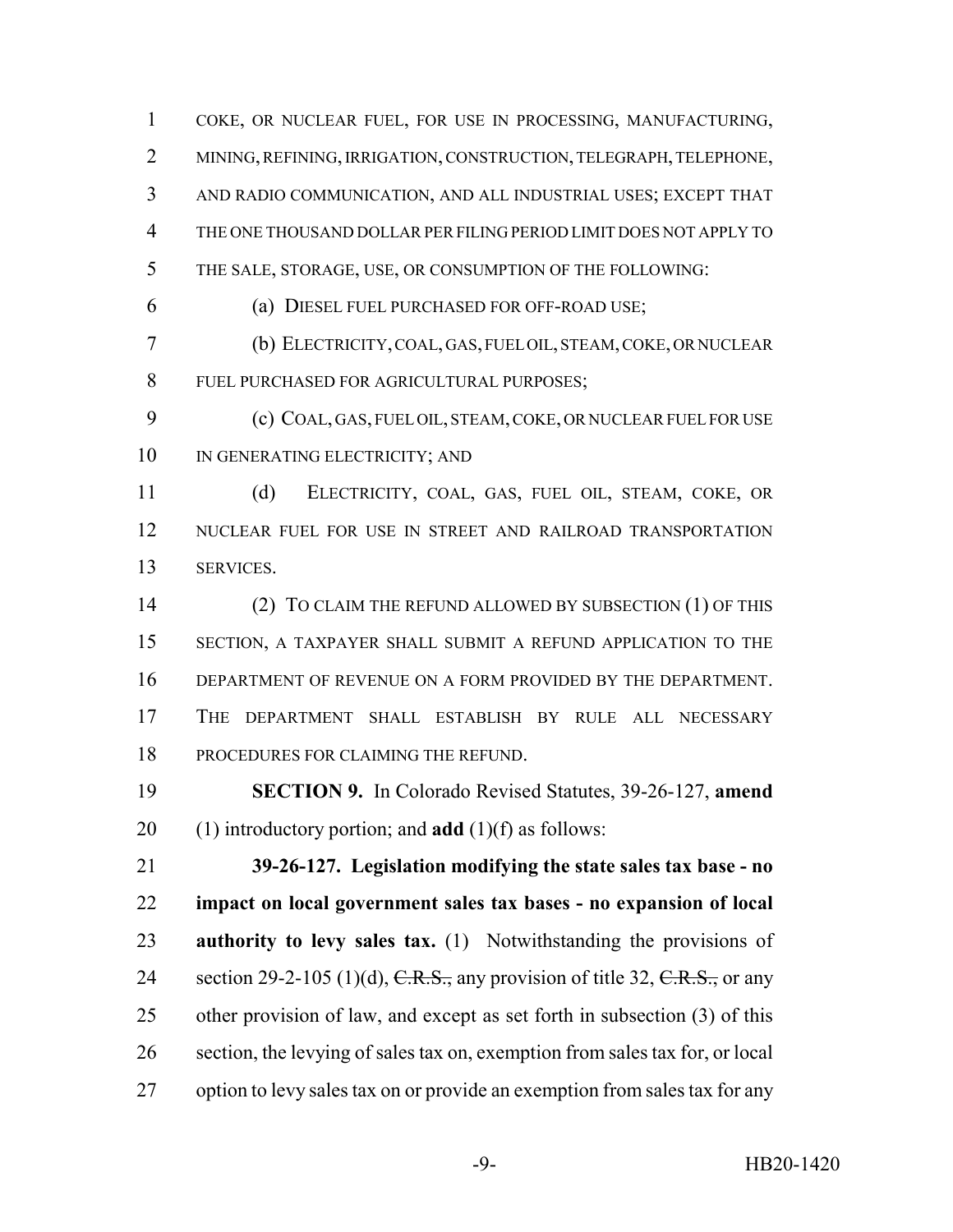COKE, OR NUCLEAR FUEL, FOR USE IN PROCESSING, MANUFACTURING, MINING, REFINING, IRRIGATION, CONSTRUCTION, TELEGRAPH, TELEPHONE, AND RADIO COMMUNICATION, AND ALL INDUSTRIAL USES; EXCEPT THAT THE ONE THOUSAND DOLLAR PER FILING PERIOD LIMIT DOES NOT APPLY TO THE SALE, STORAGE, USE, OR CONSUMPTION OF THE FOLLOWING:

(a) DIESEL FUEL PURCHASED FOR OFF-ROAD USE;

(b) ELECTRICITY, COAL, GAS, FUEL OIL, STEAM, COKE, OR NUCLEAR FUEL PURCHASED FOR AGRICULTURAL PURPOSES;

(c) COAL, GAS, FUEL OIL, STEAM, COKE, OR NUCLEAR FUEL FOR USE IN GENERATING ELECTRICITY; AND

(d) ELECTRICITY, COAL, GAS, FUEL OIL, STEAM, COKE, OR NUCLEAR FUEL FOR USE IN STREET AND RAILROAD TRANSPORTATION SERVICES.

(2) TO CLAIM THE REFUND ALLOWED BY SUBSECTION (1) OF THIS SECTION, A TAXPAYER SHALL SUBMIT A REFUND APPLICATION TO THE DEPARTMENT OF REVENUE ON A FORM PROVIDED BY THE DEPARTMENT. THE DEPARTMENT SHALL ESTABLISH BY RULE ALL NECESSARY PROCEDURES FOR CLAIMING THE REFUND.

**SECTION 9.** In Colorado Revised Statutes, 39-26-127, **amend** (1) introductory portion; and **add** (1)(f) as follows:

**39-26-127. Legislation modifying the state sales tax base - no impact on local government sales tax bases - no expansion of local authority to levy sales tax.** (1) Notwithstanding the provisions of section 29-2-105 (1)(d), ~~C.R.S.,~~ any provision of title 32, ~~C.R.S.,~~ or any other provision of law, and except as set forth in subsection (3) of this section, the levying of sales tax on, exemption from sales tax for, or local option to levy sales tax on or provide an exemption from sales tax for any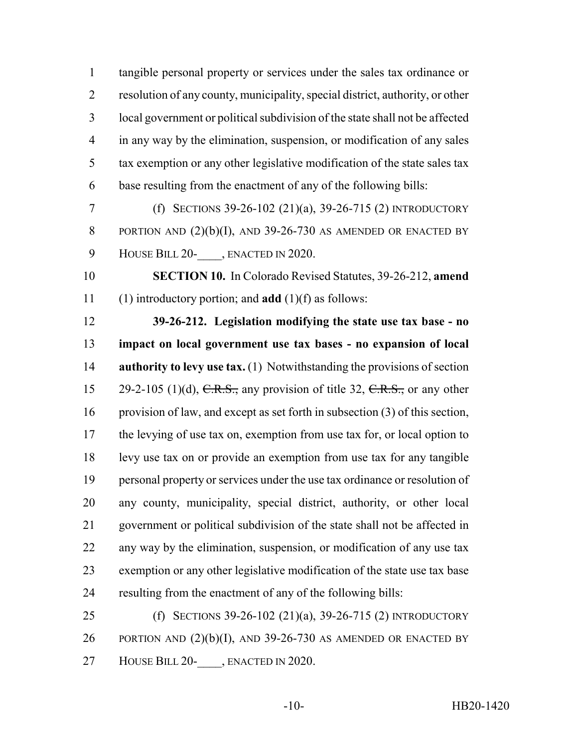tangible personal property or services under the sales tax ordinance or resolution of any county, municipality, special district, authority, or other local government or political subdivision of the state shall not be affected in any way by the elimination, suspension, or modification of any sales tax exemption or any other legislative modification of the state sales tax base resulting from the enactment of any of the following bills:

(f) SECTIONS 39-26-102 (21)(a), 39-26-715 (2) INTRODUCTORY PORTION AND (2)(b)(I), AND 39-26-730 AS AMENDED OR ENACTED BY HOUSE BILL 20-____, ENACTED IN 2020.

**SECTION 10.** In Colorado Revised Statutes, 39-26-212, **amend** (1) introductory portion; and **add** (1)(f) as follows:

**39-26-212. Legislation modifying the state use tax base - no impact on local government use tax bases - no expansion of local authority to levy use tax.** (1) Notwithstanding the provisions of section 29-2-105 (1)(d), ~~C.R.S.,~~ any provision of title 32, ~~C.R.S.,~~ or any other provision of law, and except as set forth in subsection (3) of this section, the levying of use tax on, exemption from use tax for, or local option to levy use tax on or provide an exemption from use tax for any tangible personal property or services under the use tax ordinance or resolution of any county, municipality, special district, authority, or other local government or political subdivision of the state shall not be affected in any way by the elimination, suspension, or modification of any use tax exemption or any other legislative modification of the state use tax base resulting from the enactment of any of the following bills:

(f) SECTIONS 39-26-102 (21)(a), 39-26-715 (2) INTRODUCTORY PORTION AND (2)(b)(I), AND 39-26-730 AS AMENDED OR ENACTED BY HOUSE BILL 20-____, ENACTED IN 2020.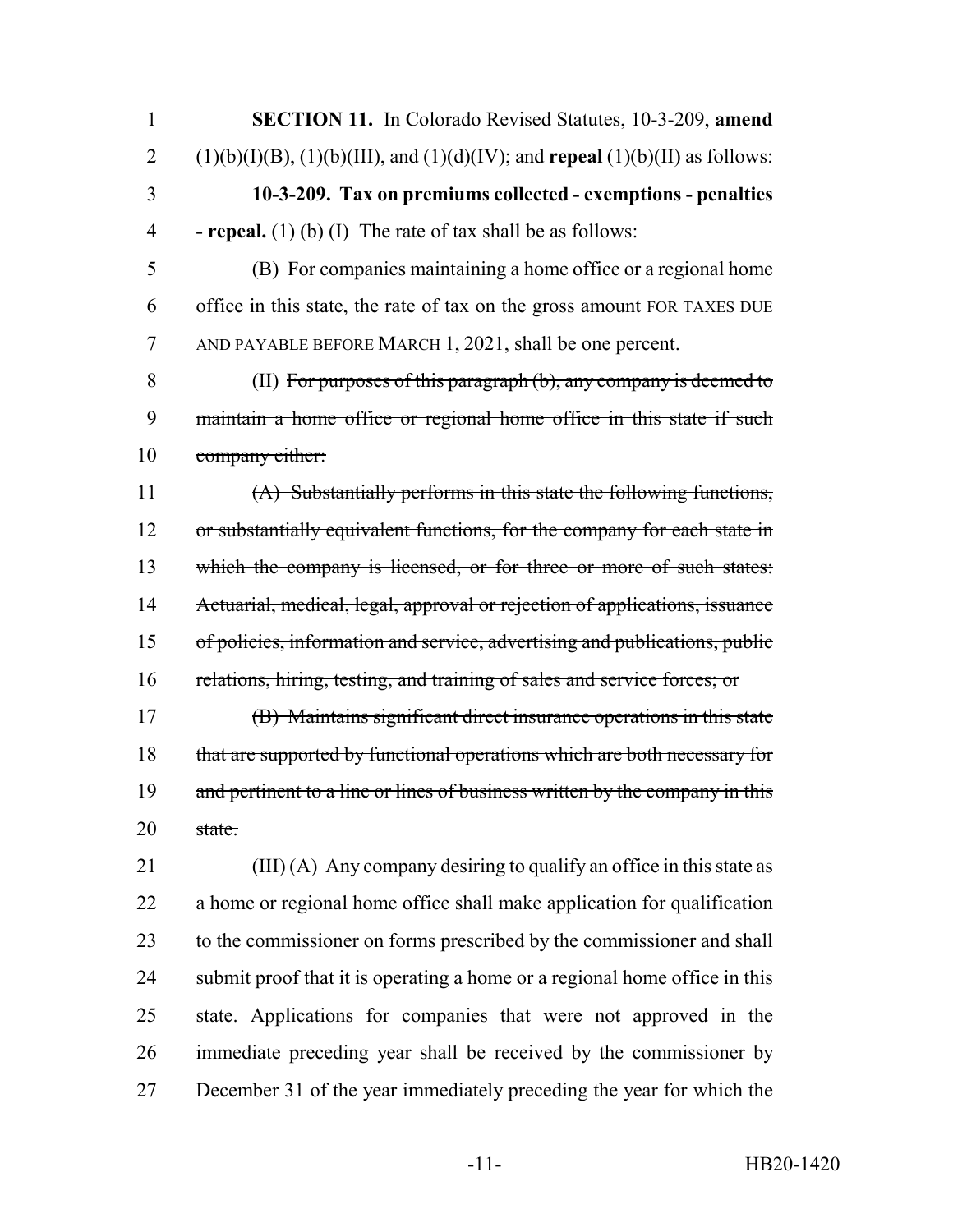**SECTION 11.** In Colorado Revised Statutes, 10-3-209, **amend** (1)(b)(I)(B), (1)(b)(III), and (1)(d)(IV); and **repeal** (1)(b)(II) as follows:

**10-3-209. Tax on premiums collected - exemptions - penalties - repeal.** (1) (b) (I) The rate of tax shall be as follows:

(B) For companies maintaining a home office or a regional home office in this state, the rate of tax on the gross amount FOR TAXES DUE AND PAYABLE BEFORE MARCH 1, 2021, shall be one percent.

(II) ~~For purposes of this paragraph (b), any company is deemed to maintain a home office or regional home office in this state if such company either:~~

~~(A) Substantially performs in this state the following functions, or substantially equivalent functions, for the company for each state in which the company is licensed, or for three or more of such states: Actuarial, medical, legal, approval or rejection of applications, issuance of policies, information and service, advertising and publications, public relations, hiring, testing, and training of sales and service forces; or~~

~~(B) Maintains significant direct insurance operations in this state that are supported by functional operations which are both necessary for and pertinent to a line or lines of business written by the company in this state.~~

(III) (A) Any company desiring to qualify an office in this state as a home or regional home office shall make application for qualification to the commissioner on forms prescribed by the commissioner and shall submit proof that it is operating a home or a regional home office in this state. Applications for companies that were not approved in the immediate preceding year shall be received by the commissioner by December 31 of the year immediately preceding the year for which the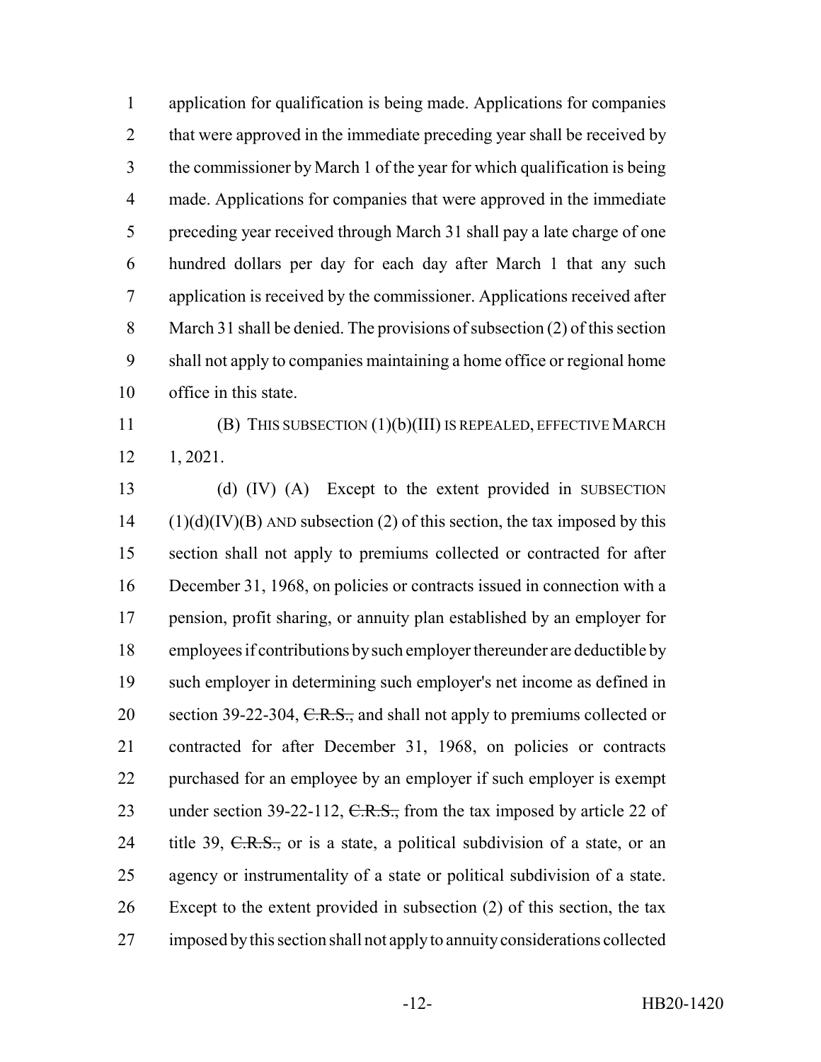application for qualification is being made. Applications for companies that were approved in the immediate preceding year shall be received by the commissioner by March 1 of the year for which qualification is being made. Applications for companies that were approved in the immediate preceding year received through March 31 shall pay a late charge of one hundred dollars per day for each day after March 1 that any such application is received by the commissioner. Applications received after March 31 shall be denied. The provisions of subsection (2) of this section shall not apply to companies maintaining a home office or regional home office in this state.

(B) THIS SUBSECTION (1)(b)(III) IS REPEALED, EFFECTIVE MARCH 1, 2021.

(d) (IV) (A) Except to the extent provided in SUBSECTION (1)(d)(IV)(B) AND subsection (2) of this section, the tax imposed by this section shall not apply to premiums collected or contracted for after December 31, 1968, on policies or contracts issued in connection with a pension, profit sharing, or annuity plan established by an employer for employees if contributions by such employer thereunder are deductible by such employer in determining such employer's net income as defined in section 39-22-304, ~~C.R.S.,~~ and shall not apply to premiums collected or contracted for after December 31, 1968, on policies or contracts purchased for an employee by an employer if such employer is exempt under section 39-22-112, ~~C.R.S.,~~ from the tax imposed by article 22 of title 39, ~~C.R.S.,~~ or is a state, a political subdivision of a state, or an agency or instrumentality of a state or political subdivision of a state. Except to the extent provided in subsection (2) of this section, the tax imposed by this section shall not apply to annuity considerations collected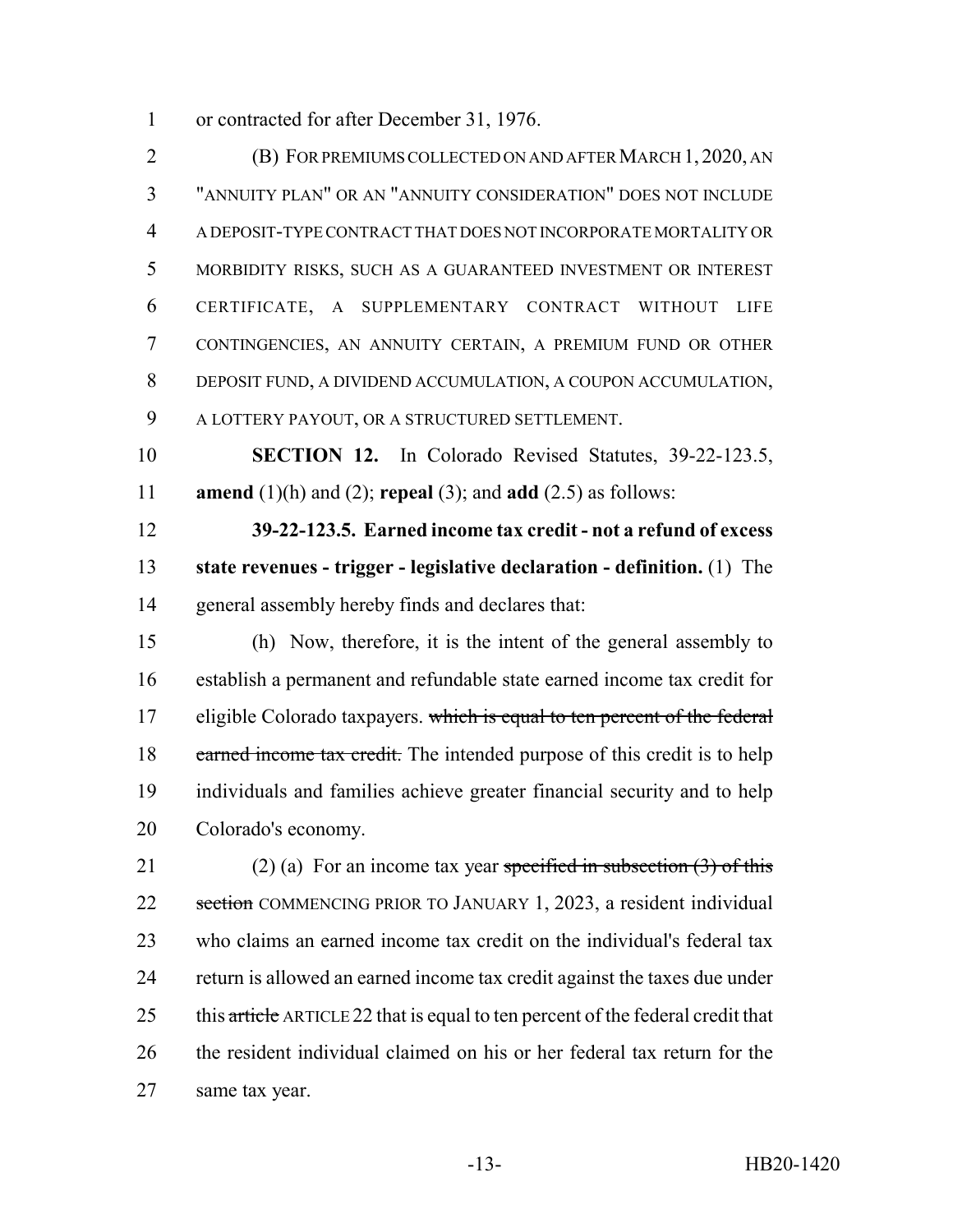or contracted for after December 31, 1976.

(B) FOR PREMIUMS COLLECTED ON AND AFTER MARCH 1, 2020, AN "ANNUITY PLAN" OR AN "ANNUITY CONSIDERATION" DOES NOT INCLUDE A DEPOSIT-TYPE CONTRACT THAT DOES NOT INCORPORATE MORTALITY OR MORBIDITY RISKS, SUCH AS A GUARANTEED INVESTMENT OR INTEREST CERTIFICATE, A SUPPLEMENTARY CONTRACT WITHOUT LIFE CONTINGENCIES, AN ANNUITY CERTAIN, A PREMIUM FUND OR OTHER DEPOSIT FUND, A DIVIDEND ACCUMULATION, A COUPON ACCUMULATION, A LOTTERY PAYOUT, OR A STRUCTURED SETTLEMENT.

**SECTION 12.** In Colorado Revised Statutes, 39-22-123.5, **amend** (1)(h) and (2); **repeal** (3); and **add** (2.5) as follows:

**39-22-123.5. Earned income tax credit - not a refund of excess state revenues - trigger - legislative declaration - definition.** (1) The general assembly hereby finds and declares that:

(h) Now, therefore, it is the intent of the general assembly to establish a permanent and refundable state earned income tax credit for eligible Colorado taxpayers. ~~which is equal to ten percent of the federal earned income tax credit.~~ The intended purpose of this credit is to help individuals and families achieve greater financial security and to help Colorado's economy.

(2) (a) For an income tax year ~~specified in subsection (3) of this section~~ COMMENCING PRIOR TO JANUARY 1, 2023, a resident individual who claims an earned income tax credit on the individual's federal tax return is allowed an earned income tax credit against the taxes due under this ~~article~~ ARTICLE 22 that is equal to ten percent of the federal credit that the resident individual claimed on his or her federal tax return for the same tax year.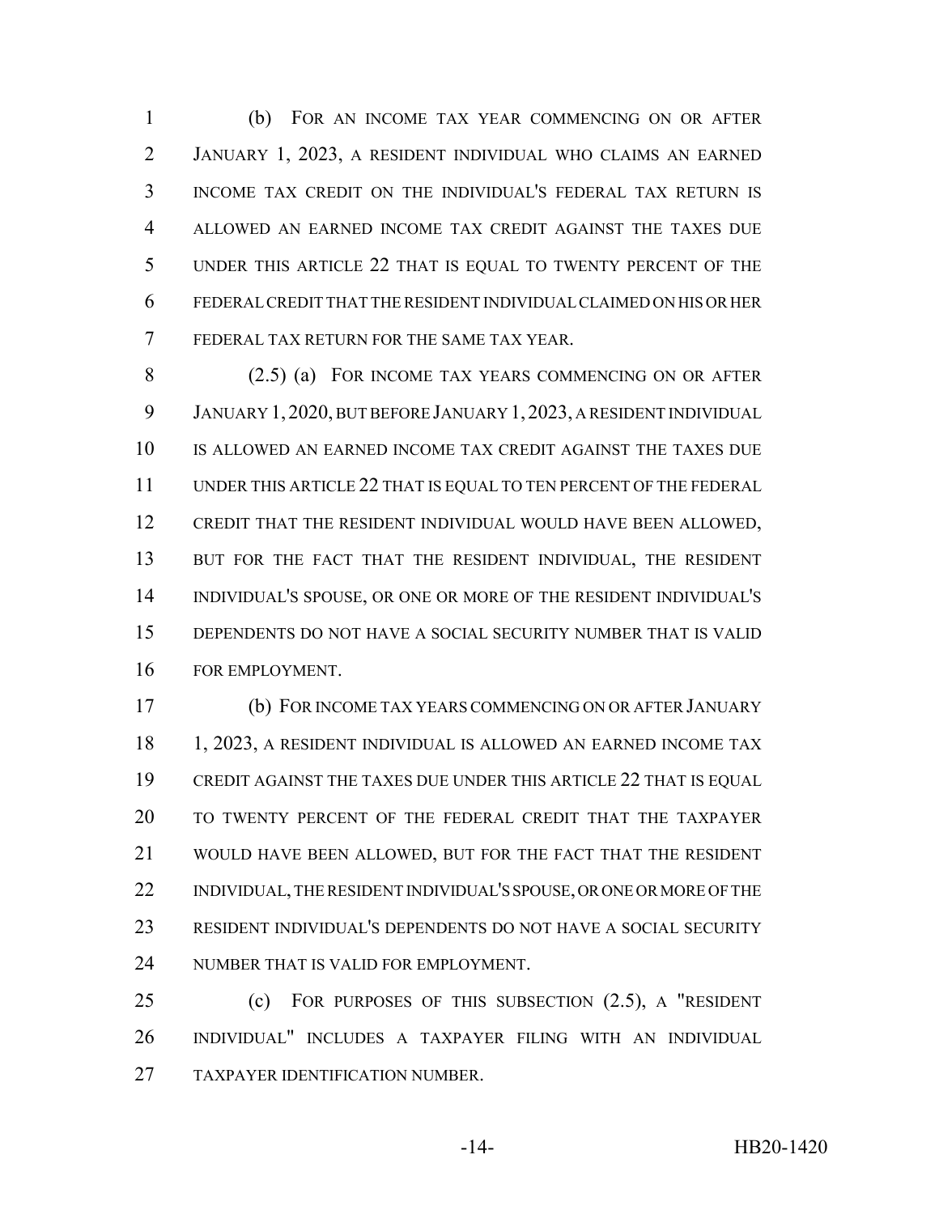(b) FOR AN INCOME TAX YEAR COMMENCING ON OR AFTER JANUARY 1, 2023, A RESIDENT INDIVIDUAL WHO CLAIMS AN EARNED INCOME TAX CREDIT ON THE INDIVIDUAL'S FEDERAL TAX RETURN IS ALLOWED AN EARNED INCOME TAX CREDIT AGAINST THE TAXES DUE UNDER THIS ARTICLE 22 THAT IS EQUAL TO TWENTY PERCENT OF THE FEDERAL CREDIT THAT THE RESIDENT INDIVIDUAL CLAIMED ON HIS OR HER FEDERAL TAX RETURN FOR THE SAME TAX YEAR.

(2.5) (a) FOR INCOME TAX YEARS COMMENCING ON OR AFTER JANUARY 1, 2020, BUT BEFORE JANUARY 1, 2023, A RESIDENT INDIVIDUAL IS ALLOWED AN EARNED INCOME TAX CREDIT AGAINST THE TAXES DUE UNDER THIS ARTICLE 22 THAT IS EQUAL TO TEN PERCENT OF THE FEDERAL CREDIT THAT THE RESIDENT INDIVIDUAL WOULD HAVE BEEN ALLOWED, BUT FOR THE FACT THAT THE RESIDENT INDIVIDUAL, THE RESIDENT INDIVIDUAL'S SPOUSE, OR ONE OR MORE OF THE RESIDENT INDIVIDUAL'S DEPENDENTS DO NOT HAVE A SOCIAL SECURITY NUMBER THAT IS VALID FOR EMPLOYMENT.

(b) FOR INCOME TAX YEARS COMMENCING ON OR AFTER JANUARY 1, 2023, A RESIDENT INDIVIDUAL IS ALLOWED AN EARNED INCOME TAX CREDIT AGAINST THE TAXES DUE UNDER THIS ARTICLE 22 THAT IS EQUAL TO TWENTY PERCENT OF THE FEDERAL CREDIT THAT THE TAXPAYER WOULD HAVE BEEN ALLOWED, BUT FOR THE FACT THAT THE RESIDENT INDIVIDUAL, THE RESIDENT INDIVIDUAL'S SPOUSE, OR ONE OR MORE OF THE RESIDENT INDIVIDUAL'S DEPENDENTS DO NOT HAVE A SOCIAL SECURITY NUMBER THAT IS VALID FOR EMPLOYMENT.

(c) FOR PURPOSES OF THIS SUBSECTION (2.5), A "RESIDENT INDIVIDUAL" INCLUDES A TAXPAYER FILING WITH AN INDIVIDUAL TAXPAYER IDENTIFICATION NUMBER.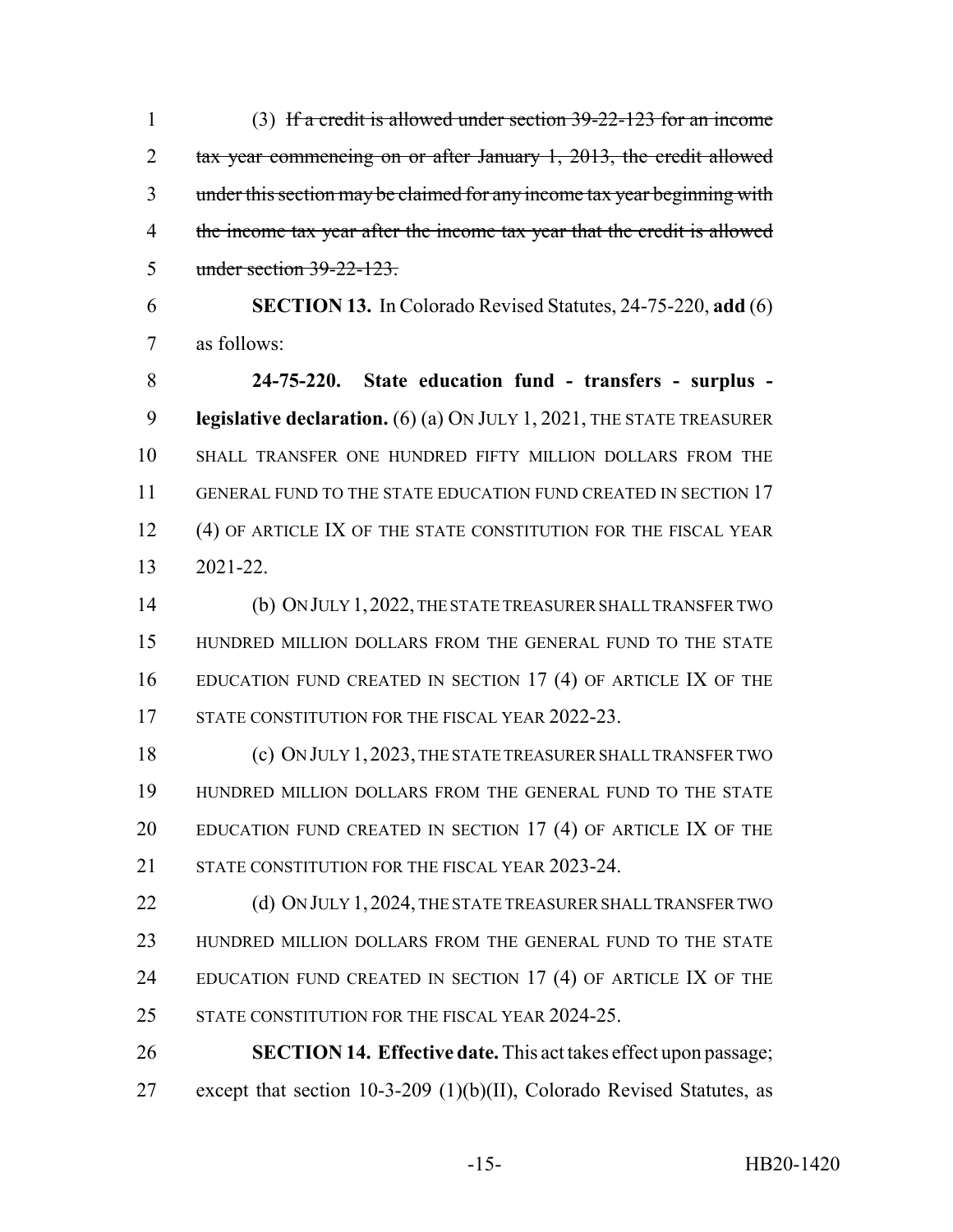(3) ~~If a credit is allowed under section 39-22-123 for an income tax year commencing on or after January 1, 2013, the credit allowed under this section may be claimed for any income tax year beginning with the income tax year after the income tax year that the credit is allowed under section 39-22-123.~~

**SECTION 13.** In Colorado Revised Statutes, 24-75-220, **add** (6) as follows:

**24-75-220. State education fund - transfers - surplus - legislative declaration.** (6) (a) ON JULY 1, 2021, THE STATE TREASURER SHALL TRANSFER ONE HUNDRED FIFTY MILLION DOLLARS FROM THE GENERAL FUND TO THE STATE EDUCATION FUND CREATED IN SECTION 17 (4) OF ARTICLE IX OF THE STATE CONSTITUTION FOR THE FISCAL YEAR 2021-22.

(b) ON JULY 1, 2022, THE STATE TREASURER SHALL TRANSFER TWO HUNDRED MILLION DOLLARS FROM THE GENERAL FUND TO THE STATE EDUCATION FUND CREATED IN SECTION 17 (4) OF ARTICLE IX OF THE STATE CONSTITUTION FOR THE FISCAL YEAR 2022-23.

(c) ON JULY 1, 2023, THE STATE TREASURER SHALL TRANSFER TWO HUNDRED MILLION DOLLARS FROM THE GENERAL FUND TO THE STATE EDUCATION FUND CREATED IN SECTION 17 (4) OF ARTICLE IX OF THE STATE CONSTITUTION FOR THE FISCAL YEAR 2023-24.

(d) ON JULY 1, 2024, THE STATE TREASURER SHALL TRANSFER TWO HUNDRED MILLION DOLLARS FROM THE GENERAL FUND TO THE STATE EDUCATION FUND CREATED IN SECTION 17 (4) OF ARTICLE IX OF THE STATE CONSTITUTION FOR THE FISCAL YEAR 2024-25.

**SECTION 14. Effective date.** This act takes effect upon passage; except that section 10-3-209 (1)(b)(II), Colorado Revised Statutes, as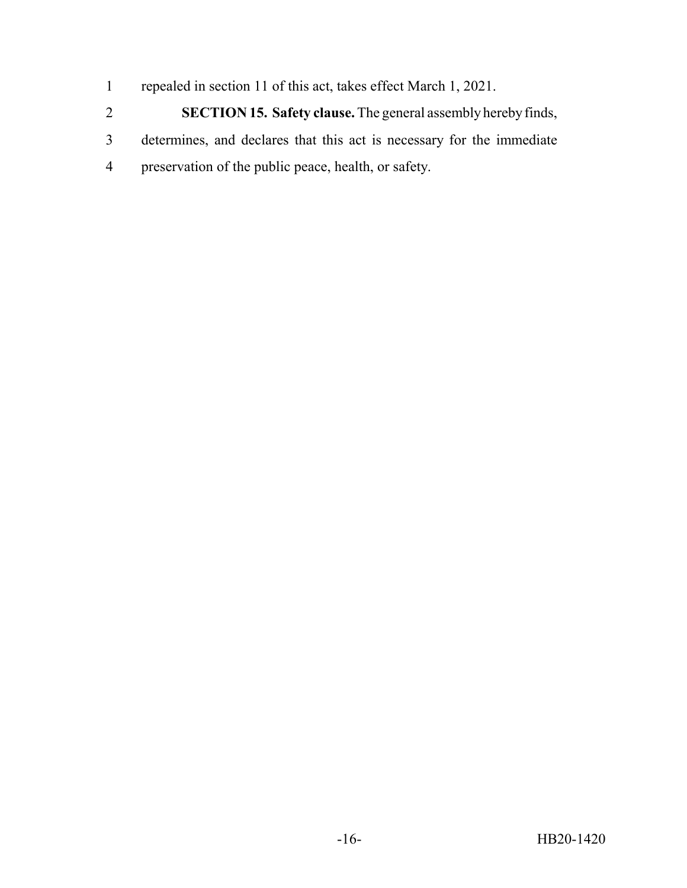repealed in section 11 of this act, takes effect March 1, 2021.

**SECTION 15. Safety clause.** The general assembly hereby finds, determines, and declares that this act is necessary for the immediate preservation of the public peace, health, or safety.